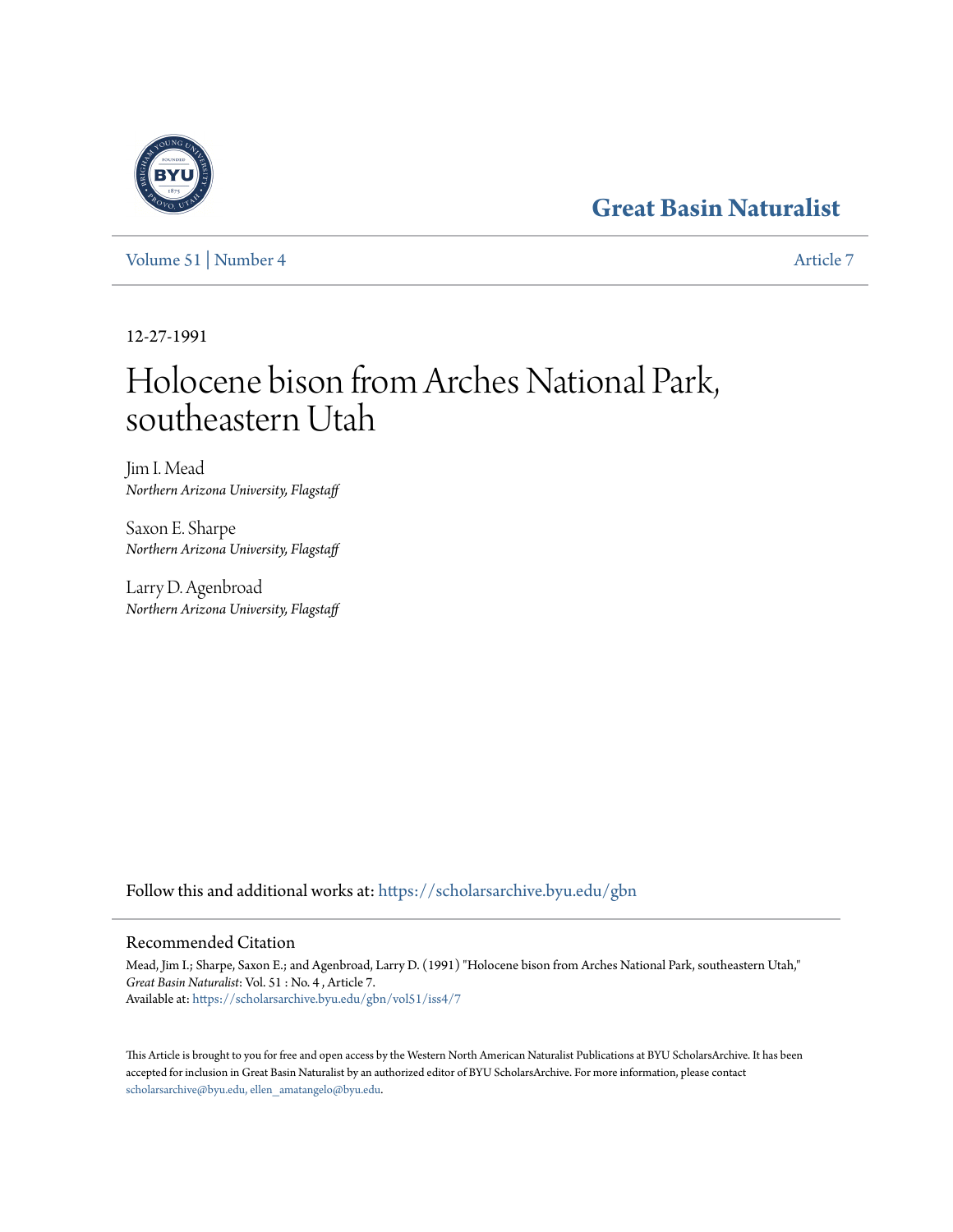Great Basin Naturalist

Volume 51 | Number 4 Article 7

12-27-1991

# Holocene bison from Arches National Park, southeastern Utah

Jim I. Mead
*Northern Arizona University, Flagstaff*

Saxon E. Sharpe
*Northern Arizona University, Flagstaff*

Larry D. Agenbroad
*Northern Arizona University, Flagstaff*

Follow this and additional works at: https://scholarsarchive.byu.edu/gbn

## Recommended Citation

Mead, Jim I.; Sharpe, Saxon E.; and Agenbroad, Larry D. (1991) "Holocene bison from Arches National Park, southeastern Utah," *Great Basin Naturalist*: Vol. 51 : No. 4 , Article 7.
Available at: https://scholarsarchive.byu.edu/gbn/vol51/iss4/7

This Article is brought to you for free and open access by the Western North American Naturalist Publications at BYU ScholarsArchive. It has been accepted for inclusion in Great Basin Naturalist by an authorized editor of BYU ScholarsArchive. For more information, please contact scholarsarchive@byu.edu, ellen_amatangelo@byu.edu.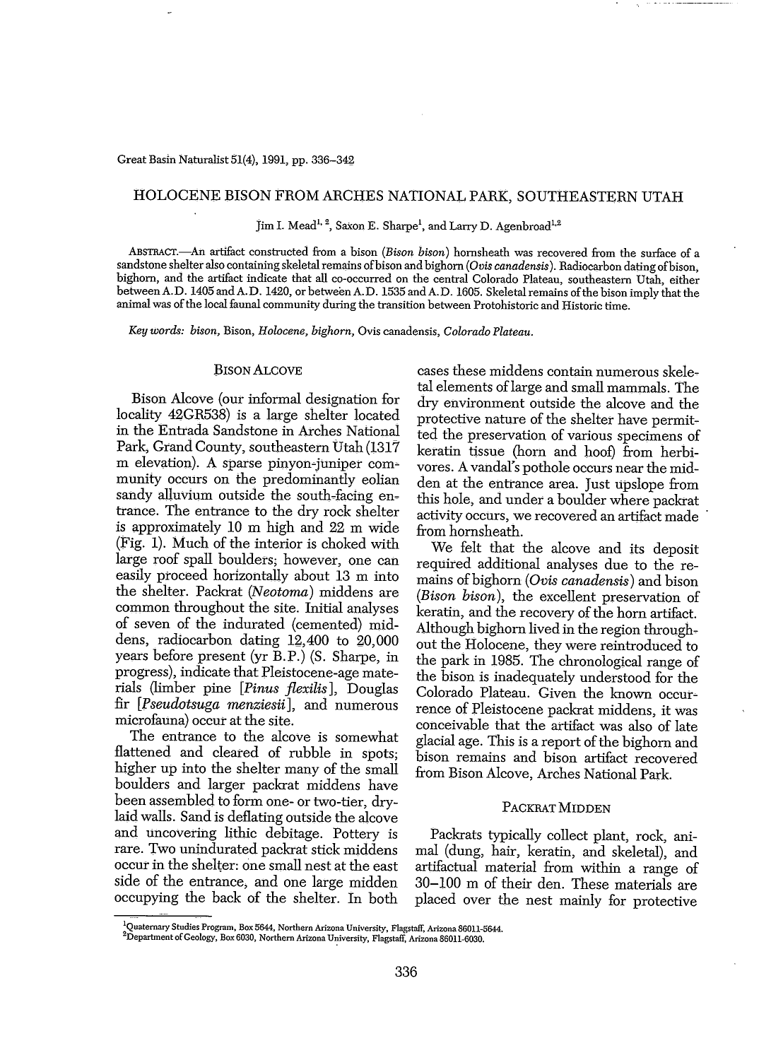# HOLOCENE BISON FROM ARCHES NATIONAL PARK, SOUTHEASTERN UTAH

Jim I. Mead[1,2], Saxon E. Sharpe[1], and Larry D. Agenbroad[1,2]

ABSTRACT.—An artifact constructed from a bison (*Bison bison*) hornsheath was recovered from the surface of a sandstone shelter also containing skeletal remains of bison and bighorn (*Ovis canadensis*). Radiocarbon dating of bison, bighorn, and the artifact indicate that all co-occurred on the central Colorado Plateau, southeastern Utah, either between A.D. 1405 and A.D. 1420, or between A.D. 1535 and A.D. 1605. Skeletal remains of the bison imply that the animal was of the local faunal community during the transition between Protohistoric and Historic time.

*Key words: bison,* Bison, *Holocene, bighorn,* Ovis canadensis, *Colorado Plateau.*

## BISON ALCOVE

Bison Alcove (our informal designation for locality 42GR538) is a large shelter located in the Entrada Sandstone in Arches National Park, Grand County, southeastern Utah (1317 m elevation). A sparse pinyon-juniper community occurs on the predominantly eolian sandy alluvium outside the south-facing entrance. The entrance to the dry rock shelter is approximately 10 m high and 22 m wide (Fig. 1). Much of the interior is choked with large roof spall boulders; however, one can easily proceed horizontally about 13 m into the shelter. Packrat (*Neotoma*) middens are common throughout the site. Initial analyses of seven of the indurated (cemented) middens, radiocarbon dating 12,400 to 20,000 years before present (yr B.P.) (S. Sharpe, in progress), indicate that Pleistocene-age materials (limber pine [*Pinus flexilis*], Douglas fir [*Pseudotsuga menziesii*], and numerous microfauna) occur at the site.

The entrance to the alcove is somewhat flattened and cleared of rubble in spots; higher up into the shelter many of the small boulders and larger packrat middens have been assembled to form one- or two-tier, dry-laid walls. Sand is deflating outside the alcove and uncovering lithic debitage. Pottery is rare. Two unindurated packrat stick middens occur in the shelter: one small nest at the east side of the entrance, and one large midden occupying the back of the shelter. In both cases these middens contain numerous skeletal elements of large and small mammals. The dry environment outside the alcove and the protective nature of the shelter have permitted the preservation of various specimens of keratin tissue (horn and hoof) from herbivores. A vandal's pothole occurs near the midden at the entrance area. Just upslope from this hole, and under a boulder where packrat activity occurs, we recovered an artifact made from hornsheath.

We felt that the alcove and its deposit required additional analyses due to the remains of bighorn (*Ovis canadensis*) and bison (*Bison bison*), the excellent preservation of keratin, and the recovery of the horn artifact. Although bighorn lived in the region throughout the Holocene, they were reintroduced to the park in 1985. The chronological range of the bison is inadequately understood for the Colorado Plateau. Given the known occurrence of Pleistocene packrat middens, it was conceivable that the artifact was also of late glacial age. This is a report of the bighorn and bison remains and bison artifact recovered from Bison Alcove, Arches National Park.

## PACKRAT MIDDEN

Packrats typically collect plant, rock, animal (dung, hair, keratin, and skeletal), and artifactual material from within a range of 30–100 m of their den. These materials are placed over the nest mainly for protective

[1]Quaternary Studies Program, Box 5644, Northern Arizona University, Flagstaff, Arizona 86011-5644.
[2]Department of Geology, Box 6030, Northern Arizona University, Flagstaff, Arizona 86011-6030.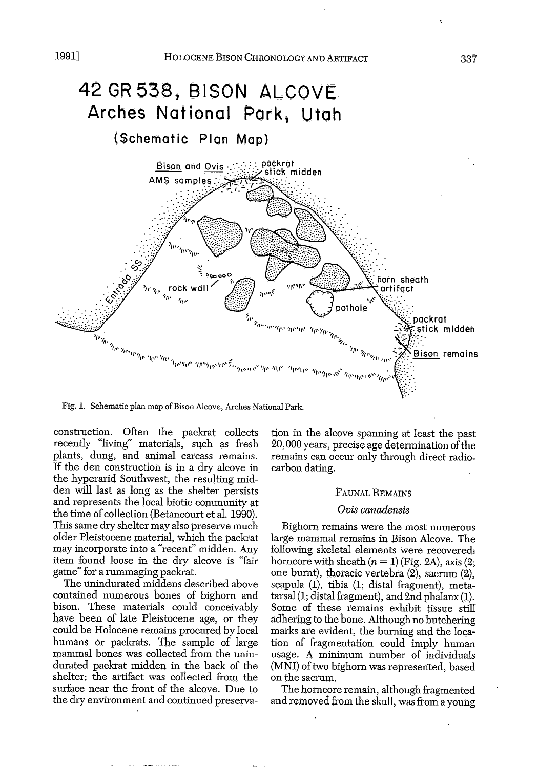Fig. 1. Schematic plan map of Bison Alcove, Arches National Park.

construction. Often the packrat collects recently "living" materials, such as fresh plants, dung, and animal carcass remains. If the den construction is in a dry alcove in the hyperarid Southwest, the resulting midden will last as long as the shelter persists and represents the local biotic community at the time of collection (Betancourt et al. 1990). This same dry shelter may also preserve much older Pleistocene material, which the packrat may incorporate into a "recent" midden. Any item found loose in the dry alcove is "fair game" for a rummaging packrat.

The unindurated middens described above contained numerous bones of bighorn and bison. These materials could conceivably have been of late Pleistocene age, or they could be Holocene remains procured by local humans or packrats. The sample of large mammal bones was collected from the unindurated packrat midden in the back of the shelter; the artifact was collected from the surface near the front of the alcove. Due to the dry environment and continued preservation in the alcove spanning at least the past 20,000 years, precise age determination of the remains can occur only through direct radiocarbon dating.

## Faunal Remains

### *Ovis canadensis*

Bighorn remains were the most numerous large mammal remains in Bison Alcove. The following skeletal elements were recovered: horncore with sheath ($n = 1$) (Fig. 2A), axis (2; one burnt), thoracic vertebra (2), sacrum (2), scapula (1), tibia (1; distal fragment), metatarsal (1; distal fragment), and 2nd phalanx (1). Some of these remains exhibit tissue still adhering to the bone. Although no butchering marks are evident, the burning and the location of fragmentation could imply human usage. A minimum number of individuals (MNI) of two bighorn was represented, based on the sacrum.

The horncore remain, although fragmented and removed from the skull, was from a young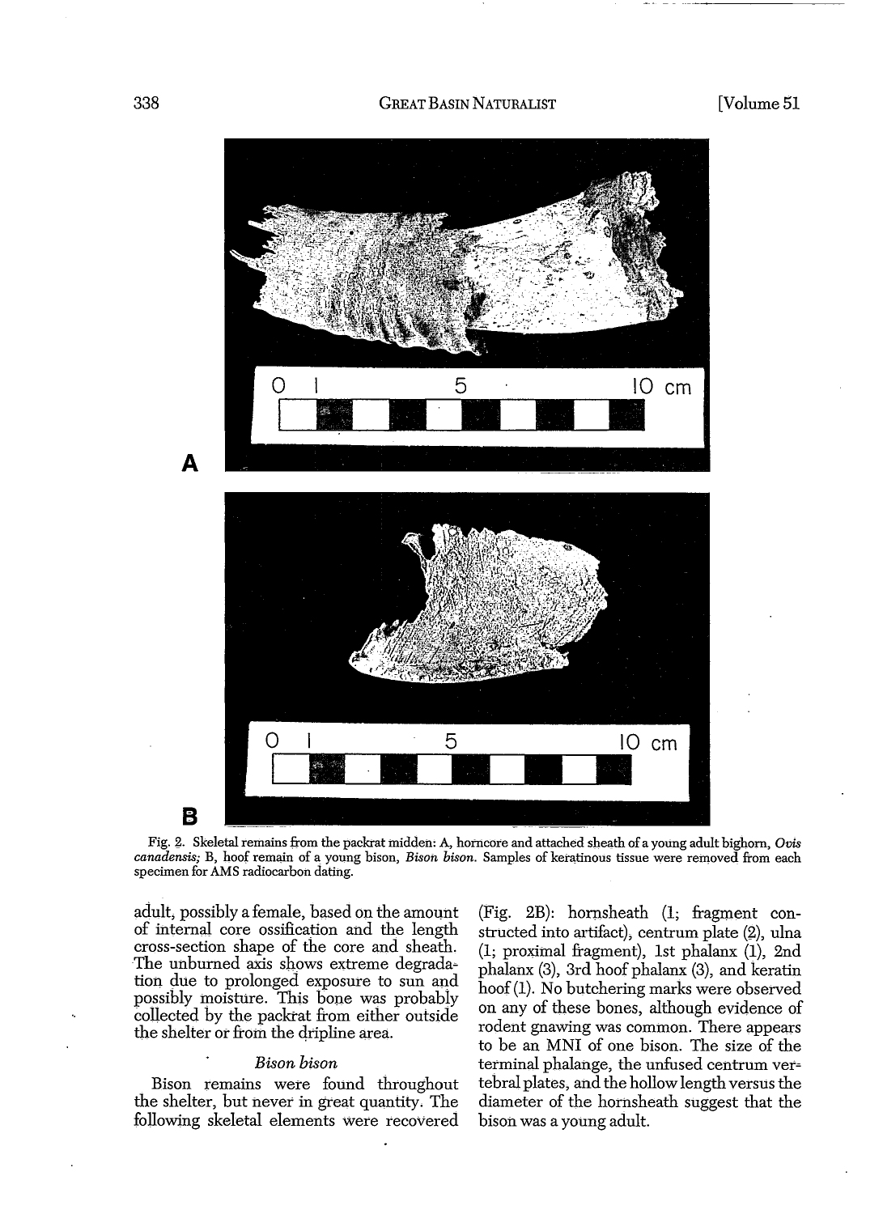Fig. 2. Skeletal remains from the packrat midden: A, horncore and attached sheath of a young adult bighorn, *Ovis canadensis*; B, hoof remain of a young bison, *Bison bison*. Samples of keratinous tissue were removed from each specimen for AMS radiocarbon dating.

adult, possibly a female, based on the amount of internal core ossification and the length cross-section shape of the core and sheath. The unburned axis shows extreme degradation due to prolonged exposure to sun and possibly moisture. This bone was probably collected by the packrat from either outside the shelter or from the dripline area.

### *Bison bison*

Bison remains were found throughout the shelter, but never in great quantity. The following skeletal elements were recovered (Fig. 2B): hornsheath (1; fragment constructed into artifact), centrum plate (2), ulna (1; proximal fragment), 1st phalanx (1), 2nd phalanx (3), 3rd hoof phalanx (3), and keratin hoof (1). No butchering marks were observed on any of these bones, although evidence of rodent gnawing was common. There appears to be an MNI of one bison. The size of the terminal phalange, the unfused centrum vertebral plates, and the hollow length versus the diameter of the hornsheath suggest that the bison was a young adult.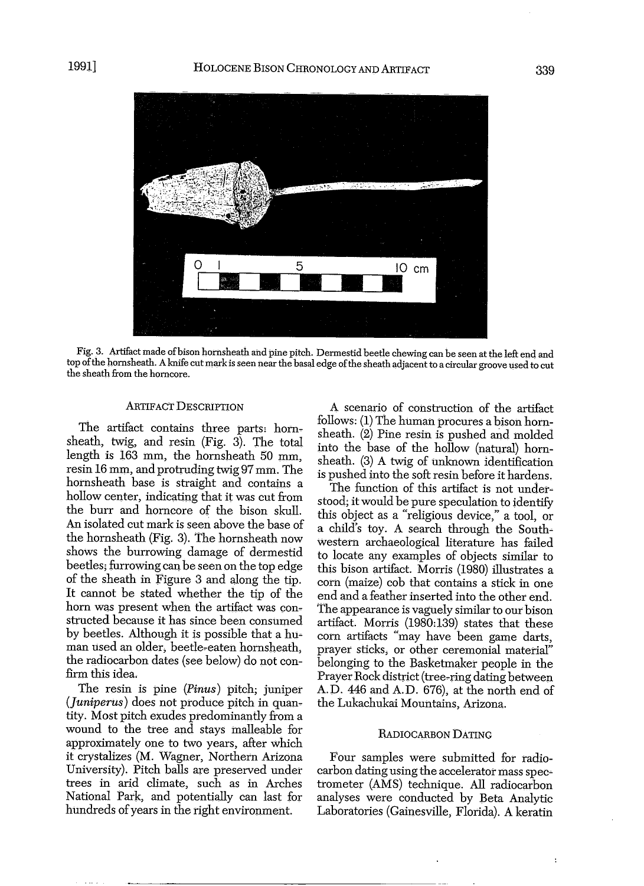Fig. 3. Artifact made of bison hornsheath and pine pitch. Dermestid beetle chewing can be seen at the left end and top of the hornsheath. A knife cut mark is seen near the basal edge of the sheath adjacent to a circular groove used to cut the sheath from the horncore.

## Artifact Description

The artifact contains three parts: hornsheath, twig, and resin (Fig. 3). The total length is 163 mm, the hornsheath 50 mm, resin 16 mm, and protruding twig 97 mm. The hornsheath base is straight and contains a hollow center, indicating that it was cut from the burr and horncore of the bison skull. An isolated cut mark is seen above the base of the hornsheath (Fig. 3). The hornsheath now shows the burrowing damage of dermestid beetles; furrowing can be seen on the top edge of the sheath in Figure 3 and along the tip. It cannot be stated whether the tip of the horn was present when the artifact was constructed because it has since been consumed by beetles. Although it is possible that a human used an older, beetle-eaten hornsheath, the radiocarbon dates (see below) do not confirm this idea.

The resin is pine (*Pinus*) pitch; juniper (*Juniperus*) does not produce pitch in quantity. Most pitch exudes predominantly from a wound to the tree and stays malleable for approximately one to two years, after which it crystalizes (M. Wagner, Northern Arizona University). Pitch balls are preserved under trees in arid climate, such as in Arches National Park, and potentially can last for hundreds of years in the right environment.

A scenario of construction of the artifact follows: (1) The human procures a bison hornsheath. (2) Pine resin is pushed and molded into the base of the hollow (natural) hornsheath. (3) A twig of unknown identification is pushed into the soft resin before it hardens.

The function of this artifact is not understood; it would be pure speculation to identify this object as a "religious device," a tool, or a child's toy. A search through the Southwestern archaeological literature has failed to locate any examples of objects similar to this bison artifact. Morris (1980) illustrates a corn (maize) cob that contains a stick in one end and a feather inserted into the other end. The appearance is vaguely similar to our bison artifact. Morris (1980:139) states that these corn artifacts "may have been game darts, prayer sticks, or other ceremonial material" belonging to the Basketmaker people in the Prayer Rock district (tree-ring dating between A.D. 446 and A.D. 676), at the north end of the Lukachukai Mountains, Arizona.

## Radiocarbon Dating

Four samples were submitted for radiocarbon dating using the accelerator mass spectrometer (AMS) technique. All radiocarbon analyses were conducted by Beta Analytic Laboratories (Gainesville, Florida). A keratin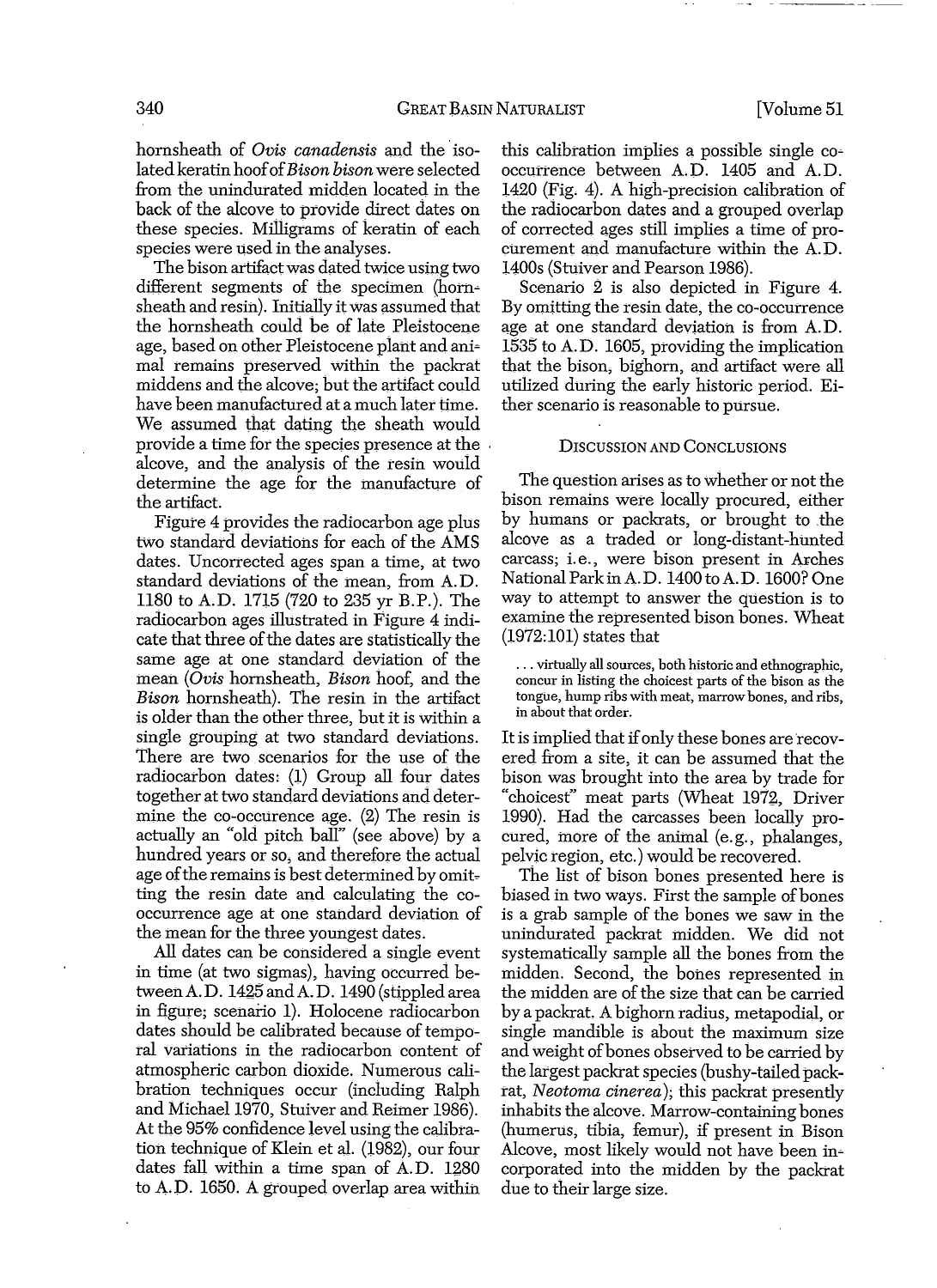hornsheath of *Ovis canadensis* and the isolated keratin hoof of *Bison bison* were selected from the unindurated midden located in the back of the alcove to provide direct dates on these species. Milligrams of keratin of each species were used in the analyses.

The bison artifact was dated twice using two different segments of the specimen (hornsheath and resin). Initially it was assumed that the hornsheath could be of late Pleistocene age, based on other Pleistocene plant and animal remains preserved within the packrat middens and the alcove; but the artifact could have been manufactured at a much later time. We assumed that dating the sheath would provide a time for the species presence at the alcove, and the analysis of the resin would determine the age for the manufacture of the artifact.

Figure 4 provides the radiocarbon age plus two standard deviations for each of the AMS dates. Uncorrected ages span a time, at two standard deviations of the mean, from A.D. 1180 to A.D. 1715 (720 to 235 yr B.P.). The radiocarbon ages illustrated in Figure 4 indicate that three of the dates are statistically the same age at one standard deviation of the mean (*Ovis* hornsheath, *Bison* hoof, and the *Bison* hornsheath). The resin in the artifact is older than the other three, but it is within a single grouping at two standard deviations. There are two scenarios for the use of the radiocarbon dates: (1) Group all four dates together at two standard deviations and determine the co-occurence age. (2) The resin is actually an "old pitch ball" (see above) by a hundred years or so, and therefore the actual age of the remains is best determined by omitting the resin date and calculating the co-occurrence age at one standard deviation of the mean for the three youngest dates.

All dates can be considered a single event in time (at two sigmas), having occurred between A.D. 1425 and A.D. 1490 (stippled area in figure; scenario 1). Holocene radiocarbon dates should be calibrated because of temporal variations in the radiocarbon content of atmospheric carbon dioxide. Numerous calibration techniques occur (including Ralph and Michael 1970, Stuiver and Reimer 1986). At the 95% confidence level using the calibration technique of Klein et al. (1982), our four dates fall within a time span of A.D. 1280 to A.D. 1650. A grouped overlap area within this calibration implies a possible single co-occurrence between A.D. 1405 and A.D. 1420 (Fig. 4). A high-precision calibration of the radiocarbon dates and a grouped overlap of corrected ages still implies a time of procurement and manufacture within the A.D. 1400s (Stuiver and Pearson 1986).

Scenario 2 is also depicted in Figure 4. By omitting the resin date, the co-occurrence age at one standard deviation is from A.D. 1535 to A.D. 1605, providing the implication that the bison, bighorn, and artifact were all utilized during the early historic period. Either scenario is reasonable to pursue.

## Discussion and Conclusions

The question arises as to whether or not the bison remains were locally procured, either by humans or packrats, or brought to the alcove as a traded or long-distant-hunted carcass; i.e., were bison present in Arches National Park in A.D. 1400 to A.D. 1600? One way to attempt to answer the question is to examine the represented bison bones. Wheat (1972:101) states that

> . . . virtually all sources, both historic and ethnographic, concur in listing the choicest parts of the bison as the tongue, hump ribs with meat, marrow bones, and ribs, in about that order.

It is implied that if only these bones are recovered from a site, it can be assumed that the bison was brought into the area by trade for "choicest" meat parts (Wheat 1972, Driver 1990). Had the carcasses been locally procured, more of the animal (e.g., phalanges, pelvic region, etc.) would be recovered.

The list of bison bones presented here is biased in two ways. First the sample of bones is a grab sample of the bones we saw in the unindurated packrat midden. We did not systematically sample all the bones from the midden. Second, the bones represented in the midden are of the size that can be carried by a packrat. A bighorn radius, metapodial, or single mandible is about the maximum size and weight of bones observed to be carried by the largest packrat species (bushy-tailed packrat, *Neotoma cinerea*); this packrat presently inhabits the alcove. Marrow-containing bones (humerus, tibia, femur), if present in Bison Alcove, most likely would not have been incorporated into the midden by the packrat due to their large size.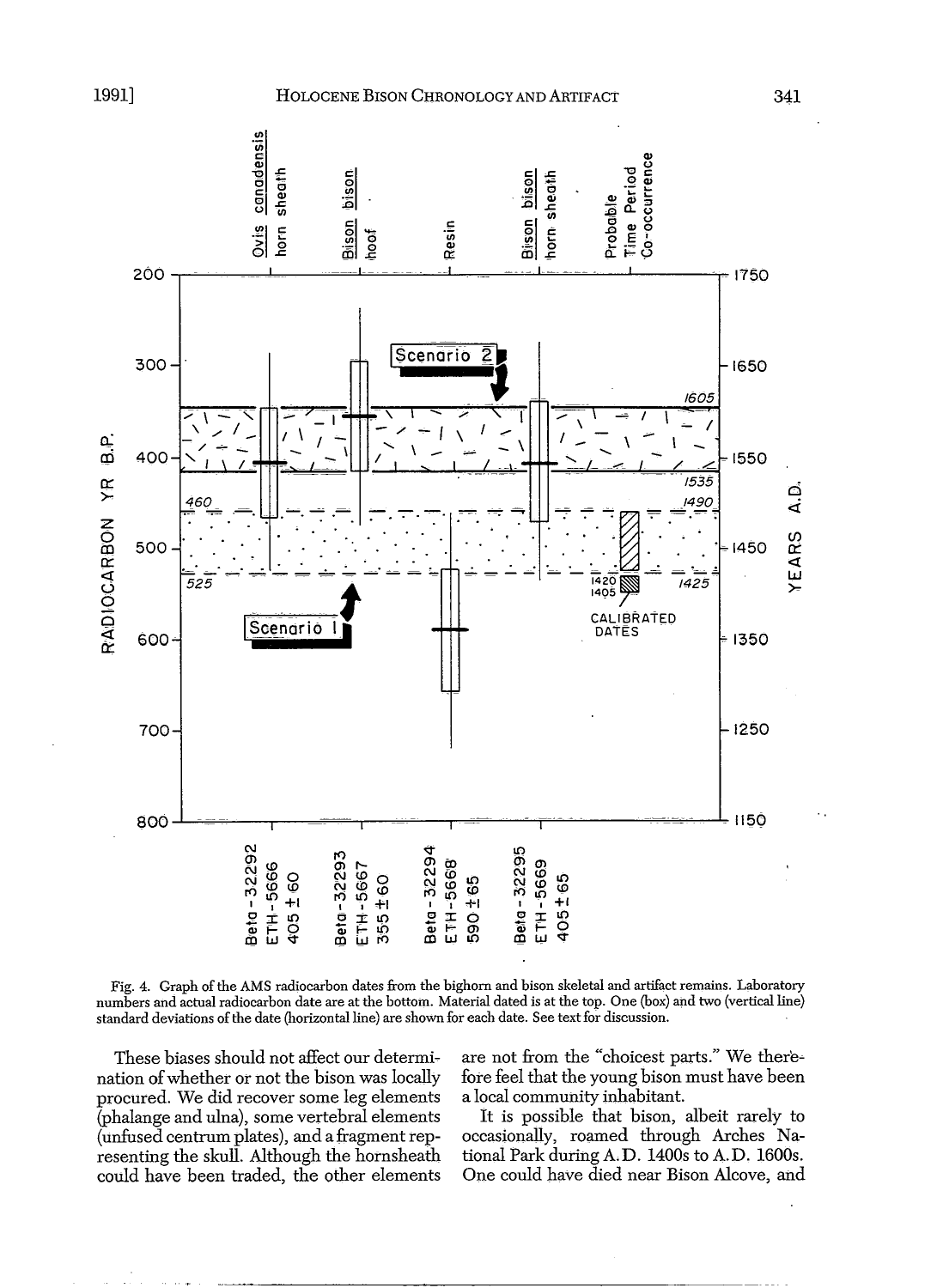Fig. 4. Graph of the AMS radiocarbon dates from the bighorn and bison skeletal and artifact remains. Laboratory numbers and actual radiocarbon date are at the bottom. Material dated is at the top. One (box) and two (vertical line) standard deviations of the date (horizontal line) are shown for each date. See text for discussion.

These biases should not affect our determination of whether or not the bison was locally procured. We did recover some leg elements (phalange and ulna), some vertebral elements (unfused centrum plates), and a fragment representing the skull. Although the hornsheath could have been traded, the other elements are not from the "choicest parts." We therefore feel that the young bison must have been a local community inhabitant.

It is possible that bison, albeit rarely to occasionally, roamed through Arches National Park during A.D. 1400s to A.D. 1600s. One could have died near Bison Alcove, and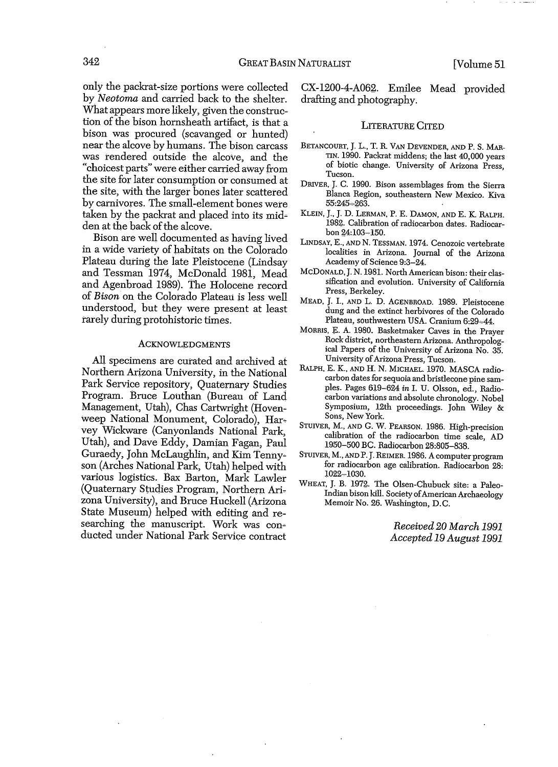only the packrat-size portions were collected by *Neotoma* and carried back to the shelter. What appears more likely, given the construction of the bison hornsheath artifact, is that a bison was procured (scavanged or hunted) near the alcove by humans. The bison carcass was rendered outside the alcove, and the "choicest parts" were either carried away from the site for later consumption or consumed at the site, with the larger bones later scattered by carnivores. The small-element bones were taken by the packrat and placed into its midden at the back of the alcove.

Bison are well documented as having lived in a wide variety of habitats on the Colorado Plateau during the late Pleistocene (Lindsay and Tessman 1974, McDonald 1981, Mead and Agenbroad 1989). The Holocene record of *Bison* on the Colorado Plateau is less well understood, but they were present at least rarely during protohistoric times.

## Acknowledgments

All specimens are curated and archived at Northern Arizona University, in the National Park Service repository, Quaternary Studies Program. Bruce Louthan (Bureau of Land Management, Utah), Chas Cartwright (Hovenweep National Monument, Colorado), Harvey Wickware (Canyonlands National Park, Utah), and Dave Eddy, Damian Fagan, Paul Guraedy, John McLaughlin, and Kim Tennyson (Arches National Park, Utah) helped with various logistics. Bax Barton, Mark Lawler (Quaternary Studies Program, Northern Arizona University), and Bruce Huckell (Arizona State Museum) helped with editing and researching the manuscript. Work was conducted under National Park Service contract CX-1200-4-A062. Emilee Mead provided drafting and photography.

## Literature Cited

Betancourt, J. L., T. R. Van Devender, and P. S. Martin. 1990. Packrat middens; the last 40,000 years of biotic change. University of Arizona Press, Tucson.

Driver, J. C. 1990. Bison assemblages from the Sierra Blanca Region, southeastern New Mexico. Kiva 55:245–263.

Klein, J., J. D. Lerman, P. E. Damon, and E. K. Ralph. 1982. Calibration of radiocarbon dates. Radiocarbon 24:103–150.

Lindsay, E., and N. Tessman. 1974. Cenozoic vertebrate localities in Arizona. Journal of the Arizona Academy of Science 9:3–24.

McDonald, J. N. 1981. North American bison: their classification and evolution. University of California Press, Berkeley.

Mead, J. I., and L. D. Agenbroad. 1989. Pleistocene dung and the extinct herbivores of the Colorado Plateau, southwestern USA. Cranium 6:29–44.

Morris, E. A. 1980. Basketmaker Caves in the Prayer Rock district, northeastern Arizona. Anthropological Papers of the University of Arizona No. 35. University of Arizona Press, Tucson.

Ralph, E. K., and H. N. Michael. 1970. MASCA radiocarbon dates for sequoia and bristlecone pine samples. Pages 619–624 *in* I. U. Olsson, ed., Radiocarbon variations and absolute chronology. Nobel Symposium, 12th proceedings. John Wiley & Sons, New York.

Stuiver, M., and G. W. Pearson. 1986. High-precision calibration of the radiocarbon time scale, AD 1950–500 BC. Radiocarbon 28:805–838.

Stuiver, M., and P. J. Reimer. 1986. A computer program for radiocarbon age calibration. Radiocarbon 28: 1022–1030.

Wheat, J. B. 1972. The Olsen-Chubuck site: a Paleo-Indian bison kill. Society of American Archaeology Memoir No. 26. Washington, D.C.

*Received 20 March 1991*
*Accepted 19 August 1991*